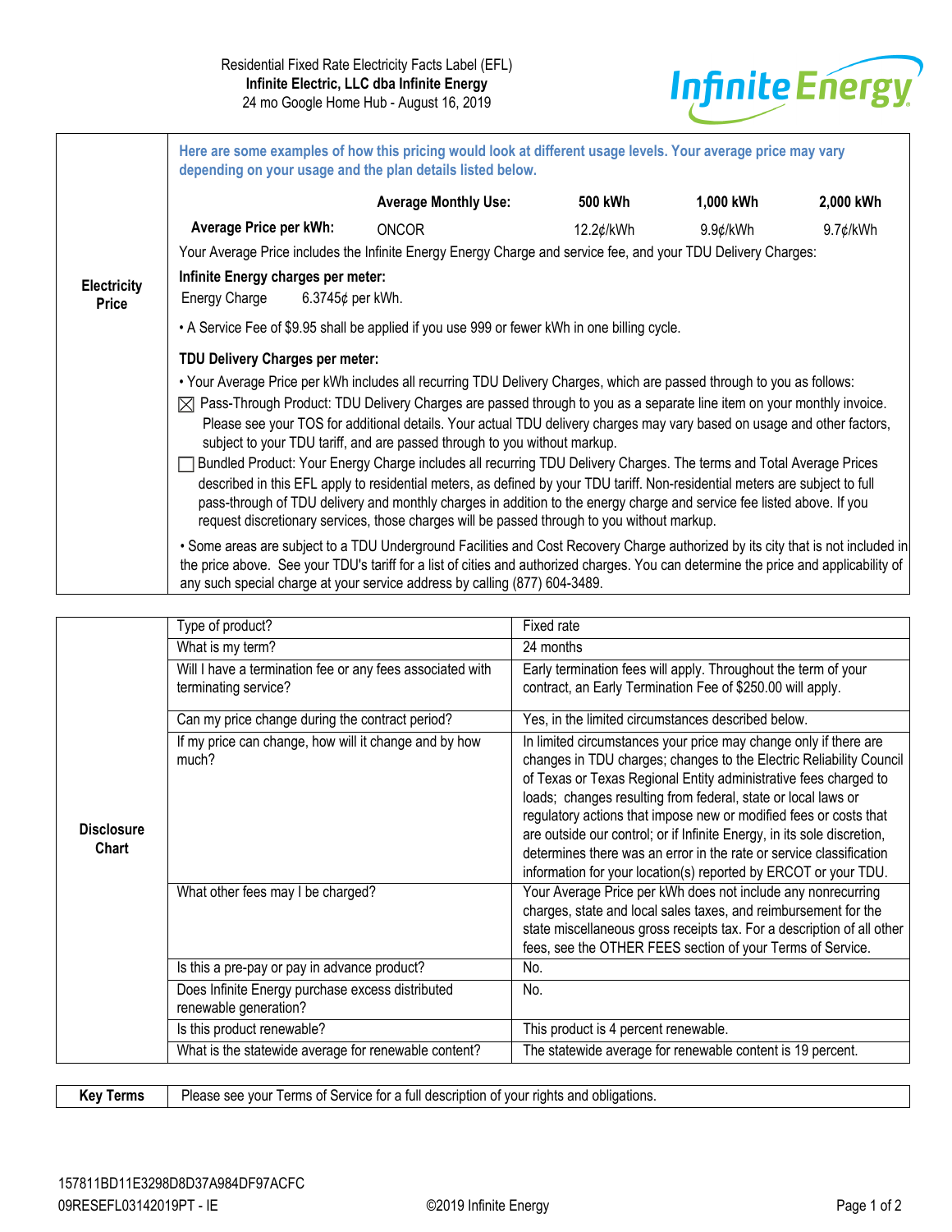Residential Fixed Rate Electricity Facts Label (EFL)

**Infinite Electric, LLC dba Infinite Energy**

24 mo Google Home Hub - August 16, 2019

Infinite Energy

## Electricity Price

**Here are some examples of how this pricing would look at different usage levels. Your average price may vary depending on your usage and the plan details listed below.**

| | **Average Monthly Use:** | **500 kWh** | **1,000 kWh** | **2,000 kWh** |
|---|---|---|---|---|
| **Average Price per kWh:** | ONCOR | 12.2¢/kWh | 9.9¢/kWh | 9.7¢/kWh |

Your Average Price includes the Infinite Energy Energy Charge and service fee, and your TDU Delivery Charges:

**Infinite Energy charges per meter:**

Energy Charge 6.3745¢ per kWh.

- A Service Fee of $9.95 shall be applied if you use 999 or fewer kWh in one billing cycle.

**TDU Delivery Charges per meter:**

- Your Average Price per kWh includes all recurring TDU Delivery Charges, which are passed through to you as follows:

☒ Pass-Through Product: TDU Delivery Charges are passed through to you as a separate line item on your monthly invoice. Please see your TOS for additional details. Your actual TDU delivery charges may vary based on usage and other factors, subject to your TDU tariff, and are passed through to you without markup.

☐ Bundled Product: Your Energy Charge includes all recurring TDU Delivery Charges. The terms and Total Average Prices described in this EFL apply to residential meters, as defined by your TDU tariff. Non-residential meters are subject to full pass-through of TDU delivery and monthly charges in addition to the energy charge and service fee listed above. If you request discretionary services, those charges will be passed through to you without markup.

- Some areas are subject to a TDU Underground Facilities and Cost Recovery Charge authorized by its city that is not included in the price above. See your TDU's tariff for a list of cities and authorized charges. You can determine the price and applicability of any such special charge at your service address by calling (877) 604-3489.

## Disclosure Chart

| Question | Answer |
|---|---|
| Type of product? | Fixed rate |
| What is my term? | 24 months |
| Will I have a termination fee or any fees associated with terminating service? | Early termination fees will apply. Throughout the term of your contract, an Early Termination Fee of $250.00 will apply. |
| Can my price change during the contract period? | Yes, in the limited circumstances described below. |
| If my price can change, how will it change and by how much? | In limited circumstances your price may change only if there are changes in TDU charges; changes to the Electric Reliability Council of Texas or Texas Regional Entity administrative fees charged to loads; changes resulting from federal, state or local laws or regulatory actions that impose new or modified fees or costs that are outside our control; or if Infinite Energy, in its sole discretion, determines there was an error in the rate or service classification information for your location(s) reported by ERCOT or your TDU. |
| What other fees may I be charged? | Your Average Price per kWh does not include any nonrecurring charges, state and local sales taxes, and reimbursement for the state miscellaneous gross receipts tax. For a description of all other fees, see the OTHER FEES section of your Terms of Service. |
| Is this a pre-pay or pay in advance product? | No. |
| Does Infinite Energy purchase excess distributed renewable generation? | No. |
| Is this product renewable? | This product is 4 percent renewable. |
| What is the statewide average for renewable content? | The statewide average for renewable content is 19 percent. |

| **Key Terms** | Please see your Terms of Service for a full description of your rights and obligations. |
|---|---|

157811BD11E3298D8D37A984DF97ACFC

09RESEFL03142019PT - IE

©2019 Infinite Energy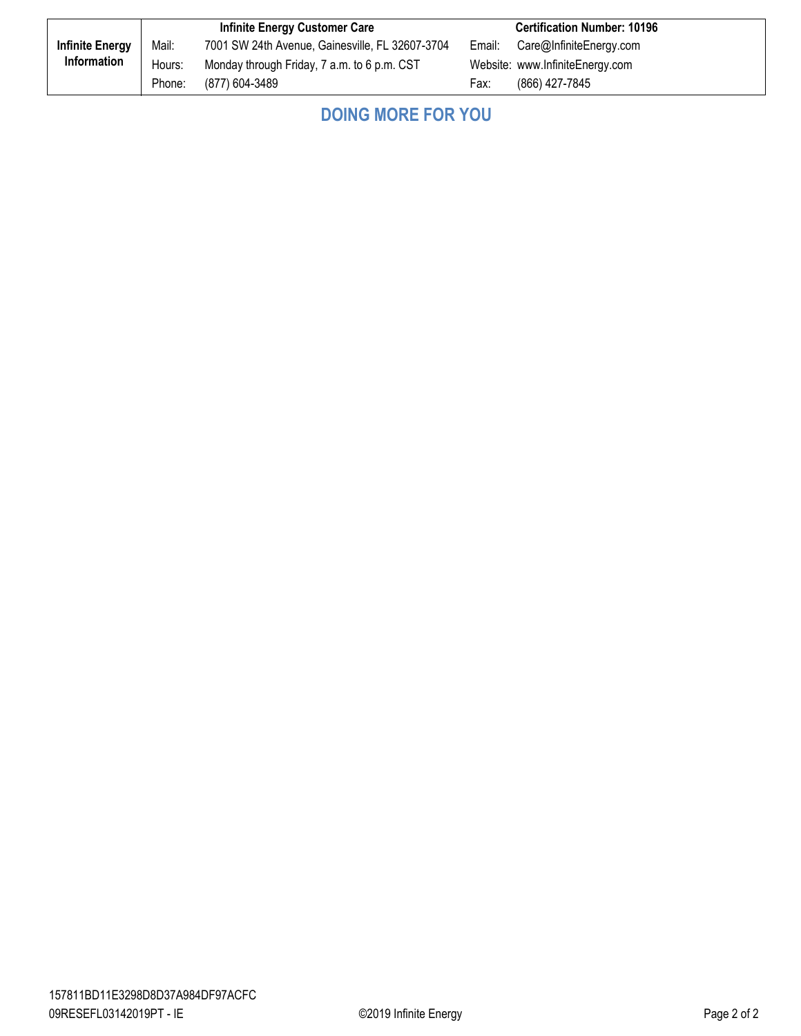| Infinite Energy Information | Infinite Energy Customer Care | | Certification Number: 10196 | |
|---|---|---|---|---|
| | Mail: | 7001 SW 24th Avenue, Gainesville, FL 32607-3704 | Email: | Care@InfiniteEnergy.com |
| | Hours: | Monday through Friday, 7 a.m. to 6 p.m. CST | Website: | www.InfiniteEnergy.com |
| | Phone: | (877) 604-3489 | Fax: | (866) 427-7845 |

## DOING MORE FOR YOU

157811BD11E3298D8D37A984DF97ACFC
09RESEFL03142019PT - IE

©2019 Infinite Energy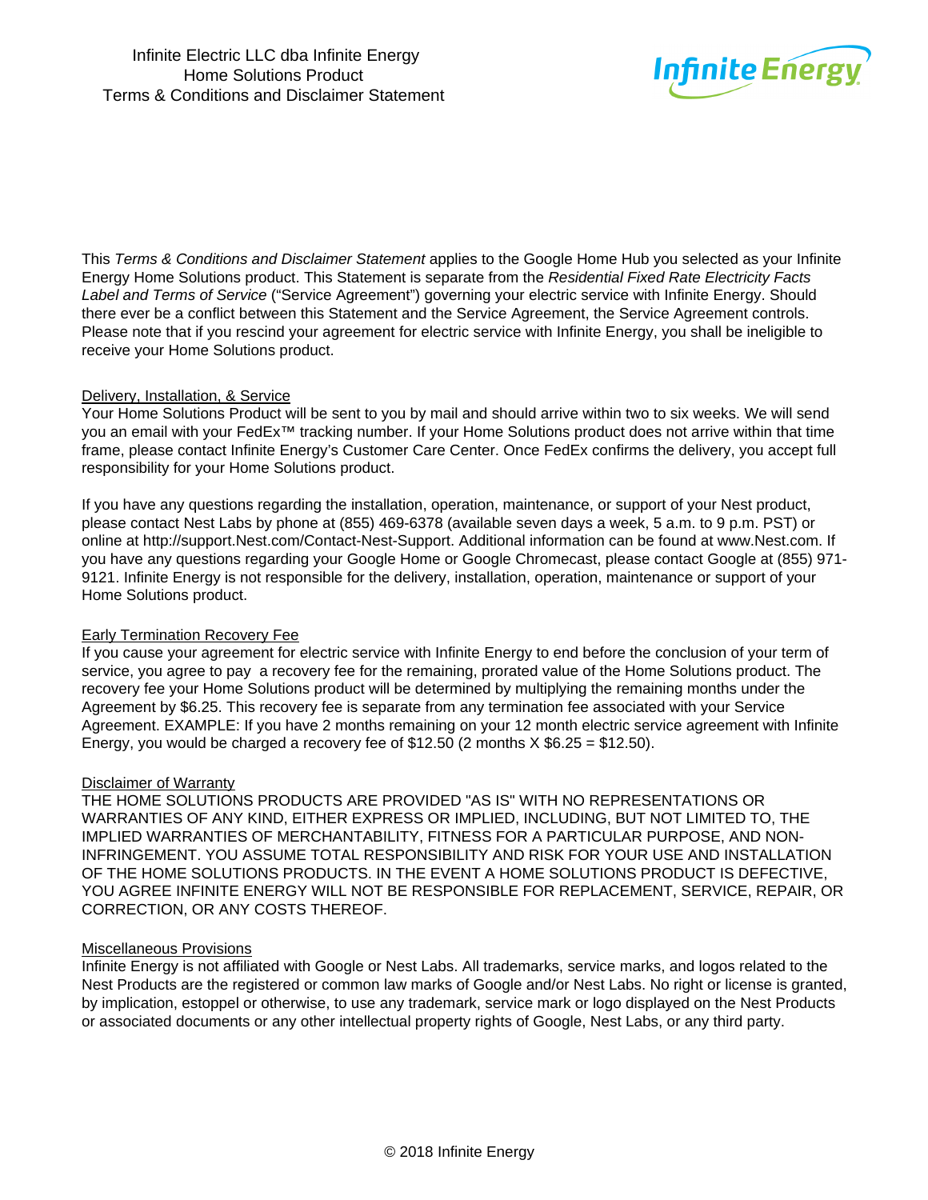Infinite Electric LLC dba Infinite Energy
Home Solutions Product
Terms & Conditions and Disclaimer Statement

Infinite Energy

This *Terms & Conditions and Disclaimer Statement* applies to the Google Home Hub you selected as your Infinite Energy Home Solutions product. This Statement is separate from the *Residential Fixed Rate Electricity Facts Label and Terms of Service* ("Service Agreement") governing your electric service with Infinite Energy. Should there ever be a conflict between this Statement and the Service Agreement, the Service Agreement controls. Please note that if you rescind your agreement for electric service with Infinite Energy, you shall be ineligible to receive your Home Solutions product.

## Delivery, Installation, & Service

Your Home Solutions Product will be sent to you by mail and should arrive within two to six weeks. We will send you an email with your FedEx™ tracking number. If your Home Solutions product does not arrive within that time frame, please contact Infinite Energy's Customer Care Center. Once FedEx confirms the delivery, you accept full responsibility for your Home Solutions product.

If you have any questions regarding the installation, operation, maintenance, or support of your Nest product, please contact Nest Labs by phone at (855) 469-6378 (available seven days a week, 5 a.m. to 9 p.m. PST) or online at http://support.Nest.com/Contact-Nest-Support. Additional information can be found at www.Nest.com. If you have any questions regarding your Google Home or Google Chromecast, please contact Google at (855) 971-9121. Infinite Energy is not responsible for the delivery, installation, operation, maintenance or support of your Home Solutions product.

## Early Termination Recovery Fee

If you cause your agreement for electric service with Infinite Energy to end before the conclusion of your term of service, you agree to pay a recovery fee for the remaining, prorated value of the Home Solutions product. The recovery fee your Home Solutions product will be determined by multiplying the remaining months under the Agreement by $6.25. This recovery fee is separate from any termination fee associated with your Service Agreement. EXAMPLE: If you have 2 months remaining on your 12 month electric service agreement with Infinite Energy, you would be charged a recovery fee of $12.50 (2 months X $6.25 = $12.50).

## Disclaimer of Warranty

THE HOME SOLUTIONS PRODUCTS ARE PROVIDED "AS IS" WITH NO REPRESENTATIONS OR WARRANTIES OF ANY KIND, EITHER EXPRESS OR IMPLIED, INCLUDING, BUT NOT LIMITED TO, THE IMPLIED WARRANTIES OF MERCHANTABILITY, FITNESS FOR A PARTICULAR PURPOSE, AND NON-INFRINGEMENT. YOU ASSUME TOTAL RESPONSIBILITY AND RISK FOR YOUR USE AND INSTALLATION OF THE HOME SOLUTIONS PRODUCTS. IN THE EVENT A HOME SOLUTIONS PRODUCT IS DEFECTIVE, YOU AGREE INFINITE ENERGY WILL NOT BE RESPONSIBLE FOR REPLACEMENT, SERVICE, REPAIR, OR CORRECTION, OR ANY COSTS THEREOF.

## Miscellaneous Provisions

Infinite Energy is not affiliated with Google or Nest Labs. All trademarks, service marks, and logos related to the Nest Products are the registered or common law marks of Google and/or Nest Labs. No right or license is granted, by implication, estoppel or otherwise, to use any trademark, service mark or logo displayed on the Nest Products or associated documents or any other intellectual property rights of Google, Nest Labs, or any third party.

© 2018 Infinite Energy